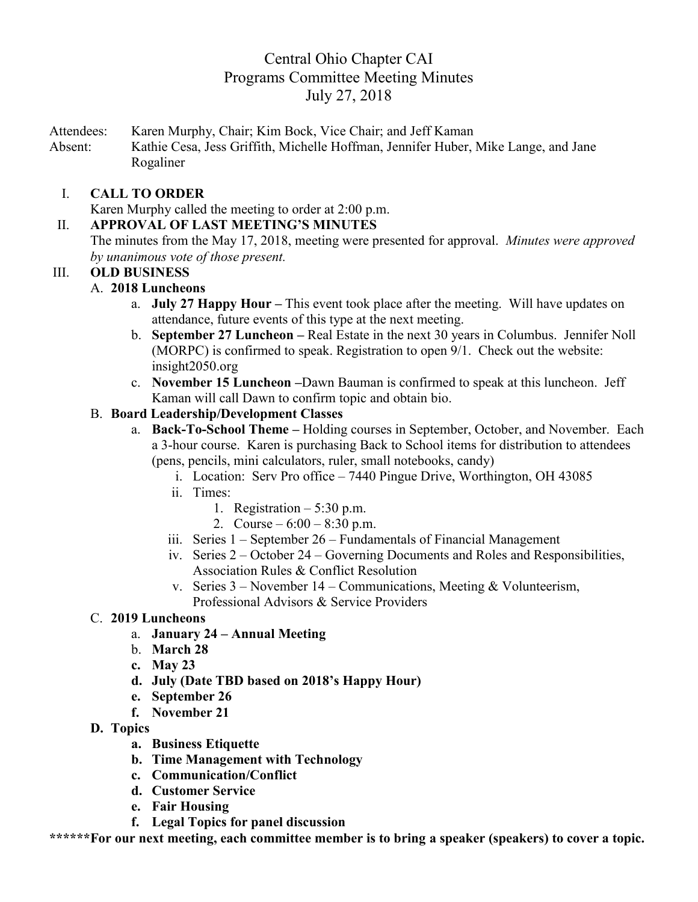# Central Ohio Chapter CAI
## Programs Committee Meeting Minutes
### July 27, 2018

Attendees: Karen Murphy, Chair; Kim Bock, Vice Chair; and Jeff Kaman
Absent: Kathie Cesa, Jess Griffith, Michelle Hoffman, Jennifer Huber, Mike Lange, and Jane Rogaliner

I. **CALL TO ORDER**
Karen Murphy called the meeting to order at 2:00 p.m.

II. **APPROVAL OF LAST MEETING'S MINUTES**
The minutes from the May 17, 2018, meeting were presented for approval. *Minutes were approved by unanimous vote of those present.*

III. **OLD BUSINESS**

A. **2018 Luncheons**
- a. **July 27 Happy Hour –** This event took place after the meeting. Will have updates on attendance, future events of this type at the next meeting.
- b. **September 27 Luncheon –** Real Estate in the next 30 years in Columbus. Jennifer Noll (MORPC) is confirmed to speak. Registration to open 9/1. Check out the website: insight2050.org
- c. **November 15 Luncheon –**Dawn Bauman is confirmed to speak at this luncheon. Jeff Kaman will call Dawn to confirm topic and obtain bio.

B. **Board Leadership/Development Classes**
- a. **Back-To-School Theme –** Holding courses in September, October, and November. Each a 3-hour course. Karen is purchasing Back to School items for distribution to attendees (pens, pencils, mini calculators, ruler, small notebooks, candy)
  - i. Location: Serv Pro office – 7440 Pingue Drive, Worthington, OH 43085
  - ii. Times:
    1. Registration – 5:30 p.m.
    2. Course – 6:00 – 8:30 p.m.
  - iii. Series 1 – September 26 – Fundamentals of Financial Management
  - iv. Series 2 – October 24 – Governing Documents and Roles and Responsibilities, Association Rules & Conflict Resolution
  - v. Series 3 – November 14 – Communications, Meeting & Volunteerism, Professional Advisors & Service Providers

C. **2019 Luncheons**
- a. **January 24 – Annual Meeting**
- b. **March 28**
- c. **May 23**
- d. **July (Date TBD based on 2018's Happy Hour)**
- e. **September 26**
- f. **November 21**

D. **Topics**
- a. **Business Etiquette**
- b. **Time Management with Technology**
- c. **Communication/Conflict**
- d. **Customer Service**
- e. **Fair Housing**
- f. **Legal Topics for panel discussion**

********For our next meeting, each committee member is to bring a speaker (speakers) to cover a topic.**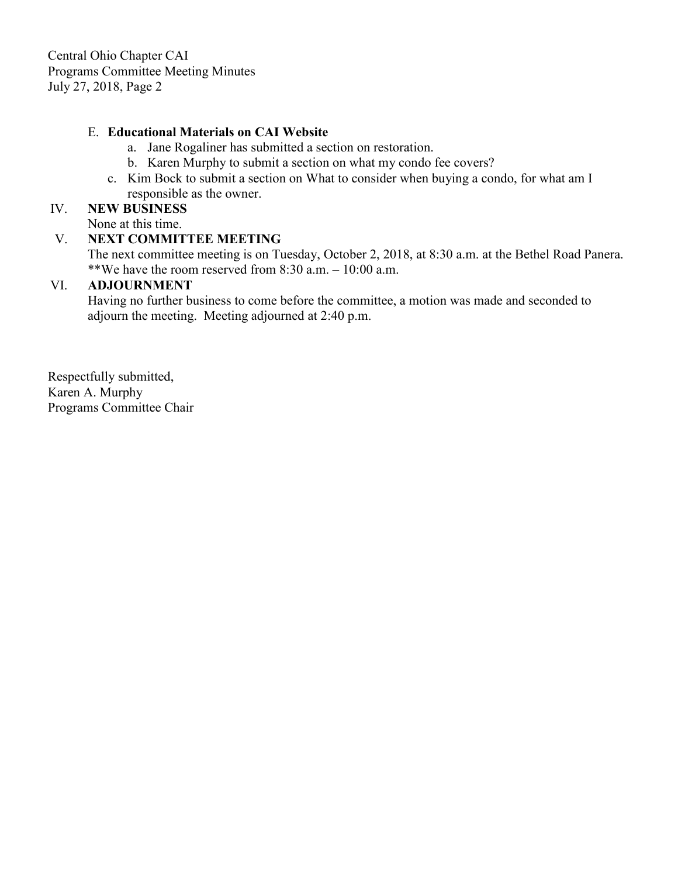E. **Educational Materials on CAI Website**

   a. Jane Rogaliner has submitted a section on restoration.

   b. Karen Murphy to submit a section on what my condo fee covers?

   c. Kim Bock to submit a section on What to consider when buying a condo, for what am I responsible as the owner.

IV. **NEW BUSINESS**

None at this time.

V. **NEXT COMMITTEE MEETING**

The next committee meeting is on Tuesday, October 2, 2018, at 8:30 a.m. at the Bethel Road Panera. **We have the room reserved from 8:30 a.m. – 10:00 a.m.

VI. **ADJOURNMENT**

Having no further business to come before the committee, a motion was made and seconded to adjourn the meeting. Meeting adjourned at 2:40 p.m.

Respectfully submitted,
Karen A. Murphy
Programs Committee Chair